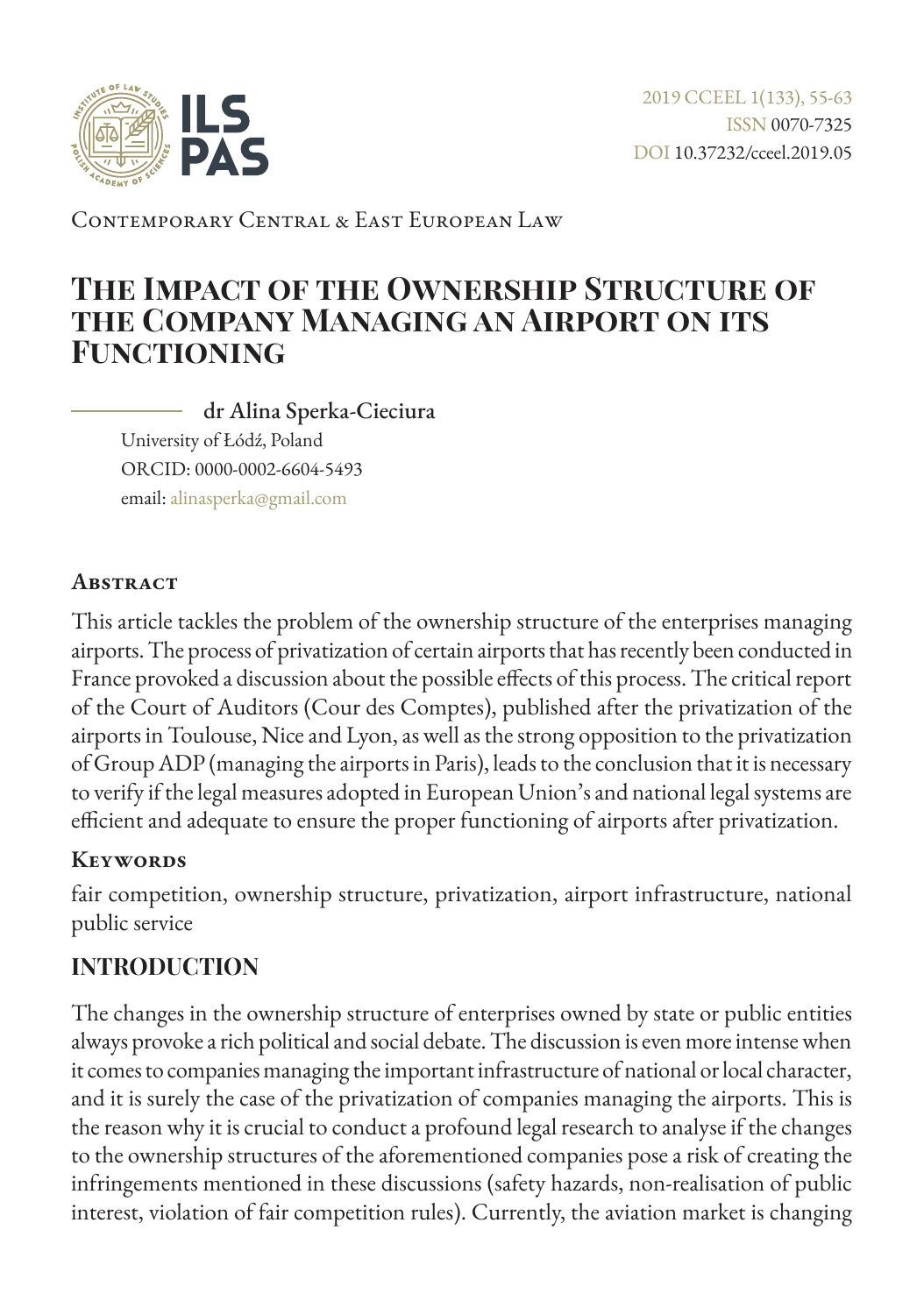Contemporary Central & East European Law

# The Impact of the Ownership Structure of the Company Managing an Airport on its Functioning

**dr Alina Sperka-Cieciura**

University of Łódź, Poland

ORCID: 0000-0002-6604-5493

email: alinasperka@gmail.com

## Abstract

This article tackles the problem of the ownership structure of the enterprises managing airports. The process of privatization of certain airports that has recently been conducted in France provoked a discussion about the possible effects of this process. The critical report of the Court of Auditors (Cour des Comptes), published after the privatization of the airports in Toulouse, Nice and Lyon, as well as the strong opposition to the privatization of Group ADP (managing the airports in Paris), leads to the conclusion that it is necessary to verify if the legal measures adopted in European Union's and national legal systems are efficient and adequate to ensure the proper functioning of airports after privatization.

## Keywords

fair competition, ownership structure, privatization, airport infrastructure, national public service

## INTRODUCTION

The changes in the ownership structure of enterprises owned by state or public entities always provoke a rich political and social debate. The discussion is even more intense when it comes to companies managing the important infrastructure of national or local character, and it is surely the case of the privatization of companies managing the airports. This is the reason why it is crucial to conduct a profound legal research to analyse if the changes to the ownership structures of the aforementioned companies pose a risk of creating the infringements mentioned in these discussions (safety hazards, non-realisation of public interest, violation of fair competition rules). Currently, the aviation market is changing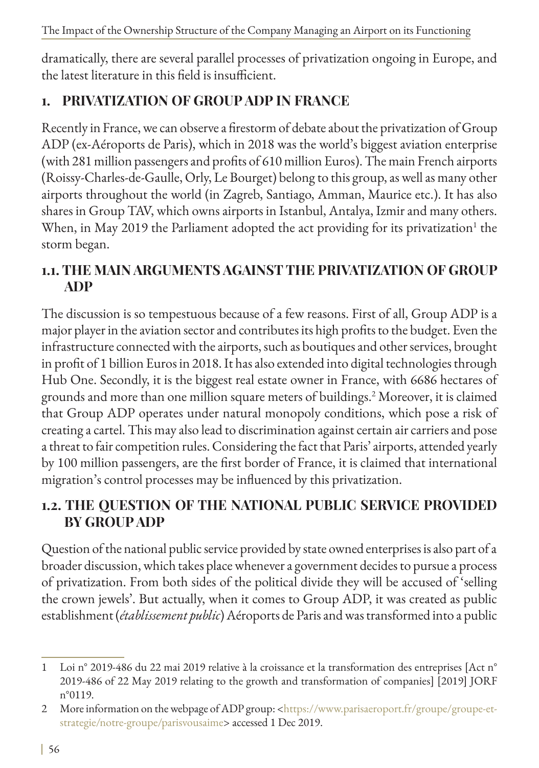dramatically, there are several parallel processes of privatization ongoing in Europe, and the latest literature in this field is insufficient.

## 1. PRIVATIZATION OF GROUP ADP IN FRANCE

Recently in France, we can observe a firestorm of debate about the privatization of Group ADP (ex-Aéroports de Paris), which in 2018 was the world's biggest aviation enterprise (with 281 million passengers and profits of 610 million Euros). The main French airports (Roissy-Charles-de-Gaulle, Orly, Le Bourget) belong to this group, as well as many other airports throughout the world (in Zagreb, Santiago, Amman, Maurice etc.). It has also shares in Group TAV, which owns airports in Istanbul, Antalya, Izmir and many others. When, in May 2019 the Parliament adopted the act providing for its privatization[1] the storm began.

### 1.1. THE MAIN ARGUMENTS AGAINST THE PRIVATIZATION OF GROUP ADP

The discussion is so tempestuous because of a few reasons. First of all, Group ADP is a major player in the aviation sector and contributes its high profits to the budget. Even the infrastructure connected with the airports, such as boutiques and other services, brought in profit of 1 billion Euros in 2018. It has also extended into digital technologies through Hub One. Secondly, it is the biggest real estate owner in France, with 6686 hectares of grounds and more than one million square meters of buildings.[2] Moreover, it is claimed that Group ADP operates under natural monopoly conditions, which pose a risk of creating a cartel. This may also lead to discrimination against certain air carriers and pose a threat to fair competition rules. Considering the fact that Paris' airports, attended yearly by 100 million passengers, are the first border of France, it is claimed that international migration's control processes may be influenced by this privatization.

### 1.2. THE QUESTION OF THE NATIONAL PUBLIC SERVICE PROVIDED BY GROUP ADP

Question of the national public service provided by state owned enterprises is also part of a broader discussion, which takes place whenever a government decides to pursue a process of privatization. From both sides of the political divide they will be accused of 'selling the crown jewels'. But actually, when it comes to Group ADP, it was created as public establishment (*établissement public*) Aéroports de Paris and was transformed into a public

---

1 Loi n° 2019-486 du 22 mai 2019 relative à la croissance et la transformation des entreprises [Act n° 2019-486 of 22 May 2019 relating to the growth and transformation of companies] [2019] JORF n°0119.

2 More information on the webpage of ADP group: <https://www.parisaeroport.fr/groupe/groupe-et-strategie/notre-groupe/parisvousaime> accessed 1 Dec 2019.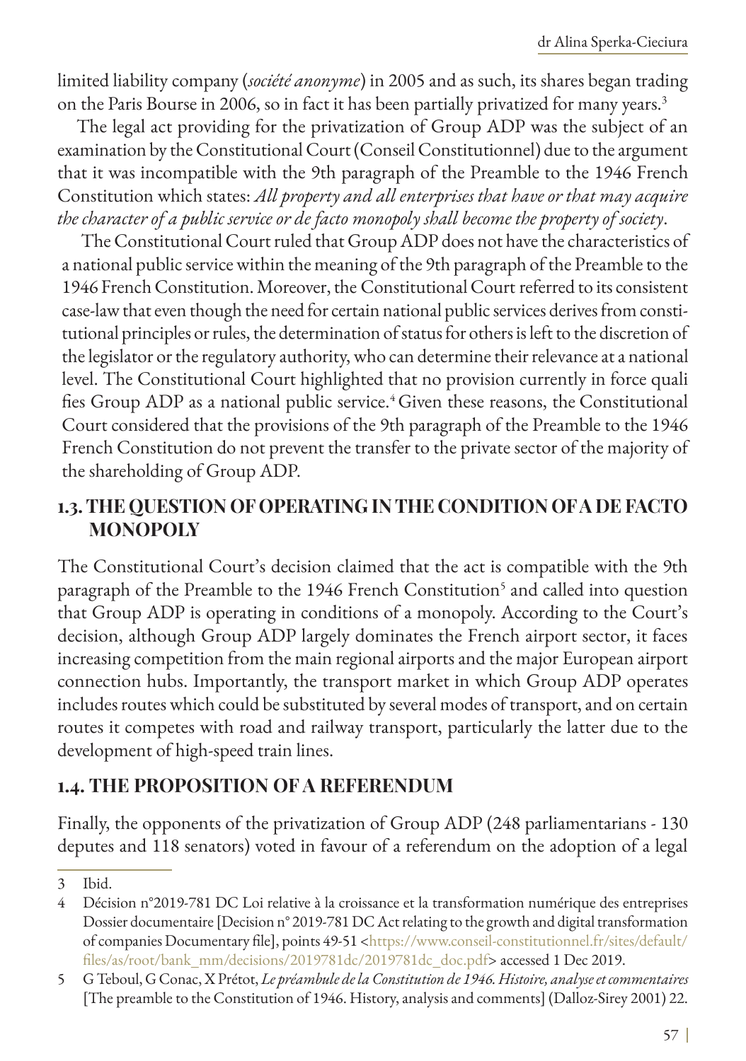limited liability company (*société anonyme*) in 2005 and as such, its shares began trading on the Paris Bourse in 2006, so in fact it has been partially privatized for many years.[3]

The legal act providing for the privatization of Group ADP was the subject of an examination by the Constitutional Court (Conseil Constitutionnel) due to the argument that it was incompatible with the 9th paragraph of the Preamble to the 1946 French Constitution which states: *All property and all enterprises that have or that may acquire the character of a public service or de facto monopoly shall become the property of society*.

The Constitutional Court ruled that Group ADP does not have the characteristics of a national public service within the meaning of the 9th paragraph of the Preamble to the 1946 French Constitution. Moreover, the Constitutional Court referred to its consistent case-law that even though the need for certain national public services derives from constitutional principles or rules, the determination of status for others is left to the discretion of the legislator or the regulatory authority, who can determine their relevance at a national level. The Constitutional Court highlighted that no provision currently in force qualifies Group ADP as a national public service.[4] Given these reasons, the Constitutional Court considered that the provisions of the 9th paragraph of the Preamble to the 1946 French Constitution do not prevent the transfer to the private sector of the majority of the shareholding of Group ADP.

## 1.3. THE QUESTION OF OPERATING IN THE CONDITION OF A DE FACTO MONOPOLY

The Constitutional Court's decision claimed that the act is compatible with the 9th paragraph of the Preamble to the 1946 French Constitution[5] and called into question that Group ADP is operating in conditions of a monopoly. According to the Court's decision, although Group ADP largely dominates the French airport sector, it faces increasing competition from the main regional airports and the major European airport connection hubs. Importantly, the transport market in which Group ADP operates includes routes which could be substituted by several modes of transport, and on certain routes it competes with road and railway transport, particularly the latter due to the development of high-speed train lines.

## 1.4. THE PROPOSITION OF A REFERENDUM

Finally, the opponents of the privatization of Group ADP (248 parliamentarians - 130 deputes and 118 senators) voted in favour of a referendum on the adoption of a legal

---

3 Ibid.

4 Décision n°2019-781 DC Loi relative à la croissance et la transformation numérique des entreprises Dossier documentaire [Decision n° 2019-781 DC Act relating to the growth and digital transformation of companies Documentary file], points 49-51 <https://www.conseil-constitutionnel.fr/sites/default/files/as/root/bank_mm/decisions/2019781dc/2019781dc_doc.pdf> accessed 1 Dec 2019.

5 G Teboul, G Conac, X Prétot, *Le préambule de la Constitution de 1946. Histoire, analyse et commentaires* [The preamble to the Constitution of 1946. History, analysis and comments] (Dalloz-Sirey 2001) 22.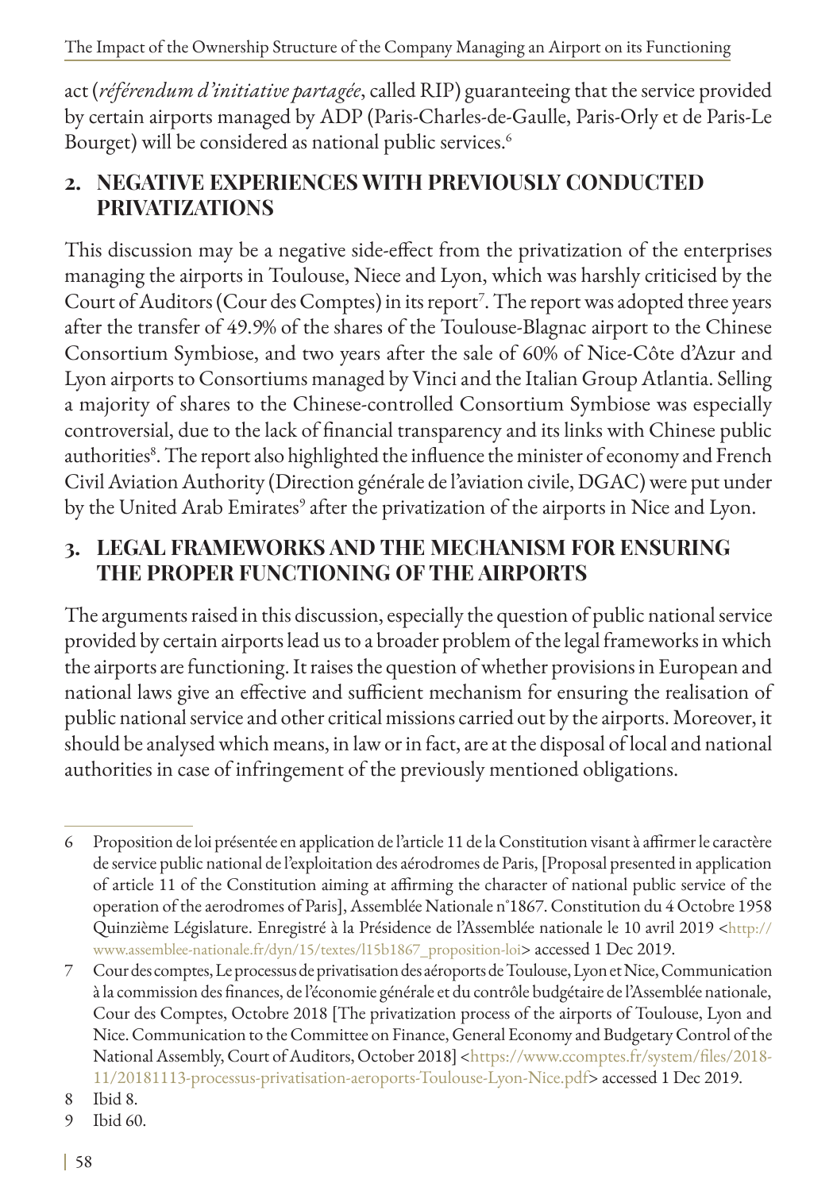act (*référendum d'initiative partagée*, called RIP) guaranteeing that the service provided by certain airports managed by ADP (Paris-Charles-de-Gaulle, Paris-Orly et de Paris-Le Bourget) will be considered as national public services.[6]

## 2. NEGATIVE EXPERIENCES WITH PREVIOUSLY CONDUCTED PRIVATIZATIONS

This discussion may be a negative side-effect from the privatization of the enterprises managing the airports in Toulouse, Niece and Lyon, which was harshly criticised by the Court of Auditors (Cour des Comptes) in its report[7]. The report was adopted three years after the transfer of 49.9% of the shares of the Toulouse-Blagnac airport to the Chinese Consortium Symbiose, and two years after the sale of 60% of Nice-Côte d'Azur and Lyon airports to Consortiums managed by Vinci and the Italian Group Atlantia. Selling a majority of shares to the Chinese-controlled Consortium Symbiose was especially controversial, due to the lack of financial transparency and its links with Chinese public authorities[8]. The report also highlighted the influence the minister of economy and French Civil Aviation Authority (Direction générale de l'aviation civile, DGAC) were put under by the United Arab Emirates[9] after the privatization of the airports in Nice and Lyon.

## 3. LEGAL FRAMEWORKS AND THE MECHANISM FOR ENSURING THE PROPER FUNCTIONING OF THE AIRPORTS

The arguments raised in this discussion, especially the question of public national service provided by certain airports lead us to a broader problem of the legal frameworks in which the airports are functioning. It raises the question of whether provisions in European and national laws give an effective and sufficient mechanism for ensuring the realisation of public national service and other critical missions carried out by the airports. Moreover, it should be analysed which means, in law or in fact, are at the disposal of local and national authorities in case of infringement of the previously mentioned obligations.

---

6 Proposition de loi présentée en application de l'article 11 de la Constitution visant à affirmer le caractère de service public national de l'exploitation des aérodromes de Paris, [Proposal presented in application of article 11 of the Constitution aiming at affirming the character of national public service of the operation of the aerodromes of Paris], Assemblée Nationale n°1867. Constitution du 4 Octobre 1958 Quinzième Législature. Enregistré à la Présidence de l'Assemblée nationale le 10 avril 2019 <http://www.assemblee-nationale.fr/dyn/15/textes/l15b1867_proposition-loi> accessed 1 Dec 2019.

7 Cour des comptes, Le processus de privatisation des aéroports de Toulouse, Lyon et Nice, Communication à la commission des finances, de l'économie générale et du contrôle budgétaire de l'Assemblée nationale, Cour des Comptes, Octobre 2018 [The privatization process of the airports of Toulouse, Lyon and Nice. Communication to the Committee on Finance, General Economy and Budgetary Control of the National Assembly, Court of Auditors, October 2018] <https://www.ccomptes.fr/system/files/2018-11/20181113-processus-privatisation-aeroports-Toulouse-Lyon-Nice.pdf> accessed 1 Dec 2019.

8 Ibid 8.

9 Ibid 60.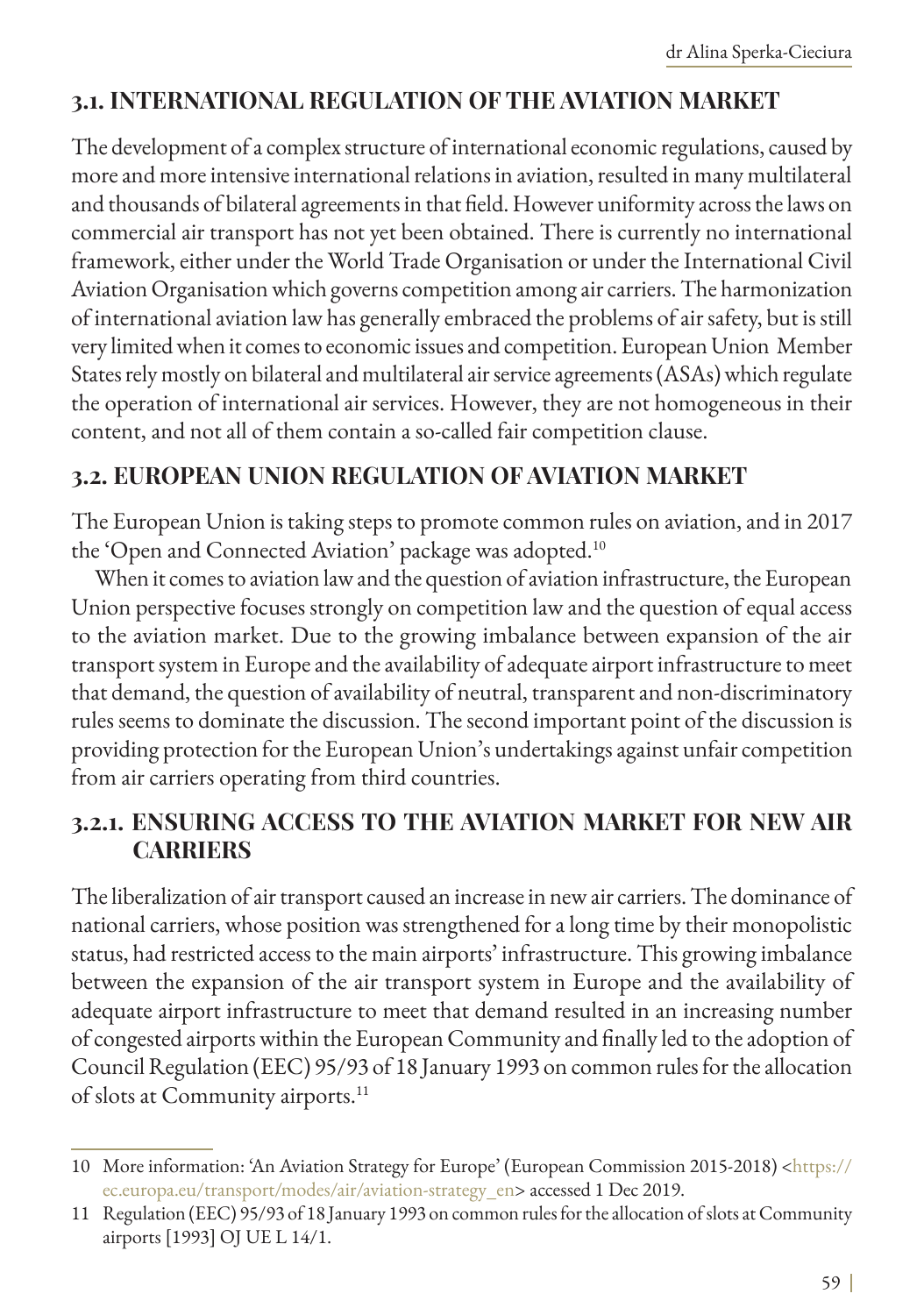## 3.1. INTERNATIONAL REGULATION OF THE AVIATION MARKET

The development of a complex structure of international economic regulations, caused by more and more intensive international relations in aviation, resulted in many multilateral and thousands of bilateral agreements in that field. However uniformity across the laws on commercial air transport has not yet been obtained. There is currently no international framework, either under the World Trade Organisation or under the International Civil Aviation Organisation which governs competition among air carriers. The harmonization of international aviation law has generally embraced the problems of air safety, but is still very limited when it comes to economic issues and competition. European Union Member States rely mostly on bilateral and multilateral air service agreements (ASAs) which regulate the operation of international air services. However, they are not homogeneous in their content, and not all of them contain a so-called fair competition clause.

## 3.2. EUROPEAN UNION REGULATION OF AVIATION MARKET

The European Union is taking steps to promote common rules on aviation, and in 2017 the 'Open and Connected Aviation' package was adopted.[10]

When it comes to aviation law and the question of aviation infrastructure, the European Union perspective focuses strongly on competition law and the question of equal access to the aviation market. Due to the growing imbalance between expansion of the air transport system in Europe and the availability of adequate airport infrastructure to meet that demand, the question of availability of neutral, transparent and non-discriminatory rules seems to dominate the discussion. The second important point of the discussion is providing protection for the European Union's undertakings against unfair competition from air carriers operating from third countries.

### 3.2.1. ENSURING ACCESS TO THE AVIATION MARKET FOR NEW AIR CARRIERS

The liberalization of air transport caused an increase in new air carriers. The dominance of national carriers, whose position was strengthened for a long time by their monopolistic status, had restricted access to the main airports' infrastructure. This growing imbalance between the expansion of the air transport system in Europe and the availability of adequate airport infrastructure to meet that demand resulted in an increasing number of congested airports within the European Community and finally led to the adoption of Council Regulation (EEC) 95/93 of 18 January 1993 on common rules for the allocation of slots at Community airports.[11]

---

10 More information: 'An Aviation Strategy for Europe' (European Commission 2015-2018) <https://ec.europa.eu/transport/modes/air/aviation-strategy_en> accessed 1 Dec 2019.

11 Regulation (EEC) 95/93 of 18 January 1993 on common rules for the allocation of slots at Community airports [1993] OJ UE L 14/1.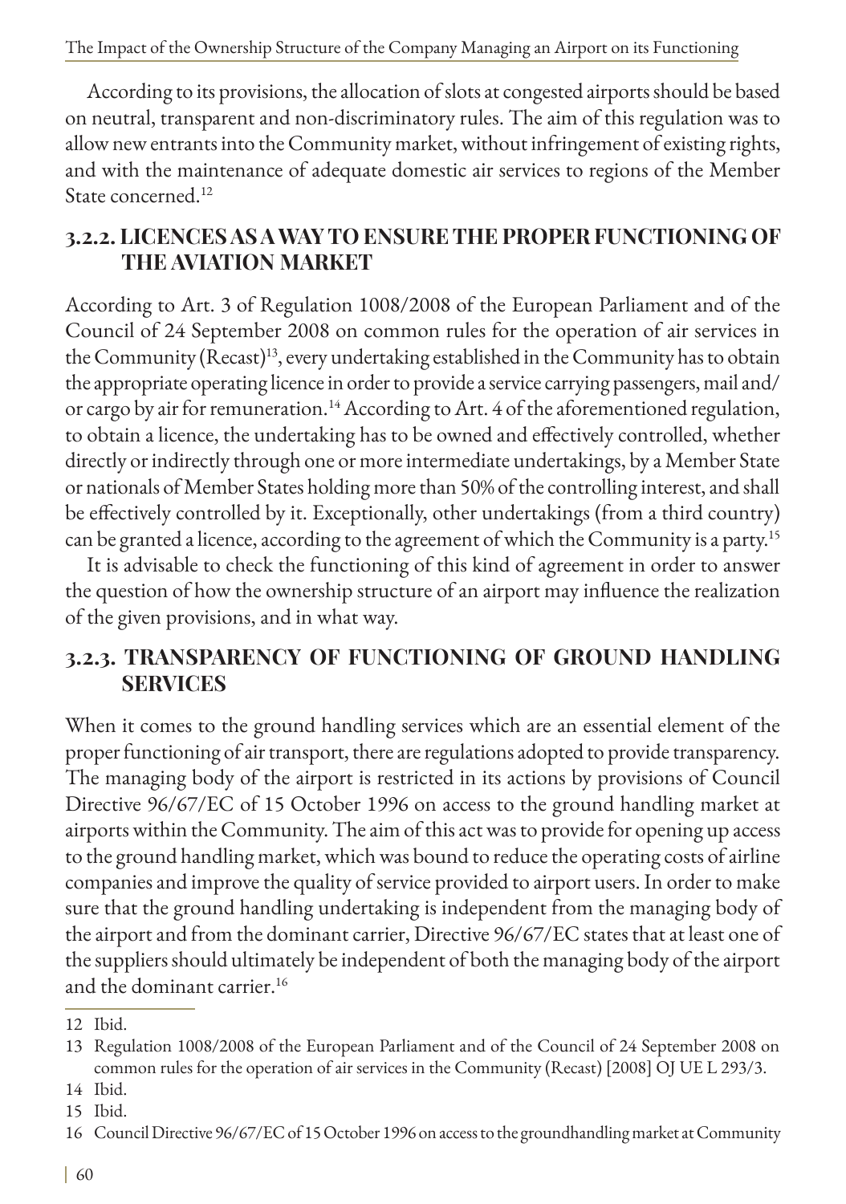According to its provisions, the allocation of slots at congested airports should be based on neutral, transparent and non-discriminatory rules. The aim of this regulation was to allow new entrants into the Community market, without infringement of existing rights, and with the maintenance of adequate domestic air services to regions of the Member State concerned.[12]

### 3.2.2. LICENCES AS A WAY TO ENSURE THE PROPER FUNCTIONING OF THE AVIATION MARKET

According to Art. 3 of Regulation 1008/2008 of the European Parliament and of the Council of 24 September 2008 on common rules for the operation of air services in the Community (Recast)[13], every undertaking established in the Community has to obtain the appropriate operating licence in order to provide a service carrying passengers, mail and/or cargo by air for remuneration.[14] According to Art. 4 of the aforementioned regulation, to obtain a licence, the undertaking has to be owned and effectively controlled, whether directly or indirectly through one or more intermediate undertakings, by a Member State or nationals of Member States holding more than 50% of the controlling interest, and shall be effectively controlled by it. Exceptionally, other undertakings (from a third country) can be granted a licence, according to the agreement of which the Community is a party.[15]

It is advisable to check the functioning of this kind of agreement in order to answer the question of how the ownership structure of an airport may influence the realization of the given provisions, and in what way.

### 3.2.3. TRANSPARENCY OF FUNCTIONING OF GROUND HANDLING SERVICES

When it comes to the ground handling services which are an essential element of the proper functioning of air transport, there are regulations adopted to provide transparency. The managing body of the airport is restricted in its actions by provisions of Council Directive 96/67/EC of 15 October 1996 on access to the ground handling market at airports within the Community. The aim of this act was to provide for opening up access to the ground handling market, which was bound to reduce the operating costs of airline companies and improve the quality of service provided to airport users. In order to make sure that the ground handling undertaking is independent from the managing body of the airport and from the dominant carrier, Directive 96/67/EC states that at least one of the suppliers should ultimately be independent of both the managing body of the airport and the dominant carrier.[16]

---

12 Ibid.

13 Regulation 1008/2008 of the European Parliament and of the Council of 24 September 2008 on common rules for the operation of air services in the Community (Recast) [2008] OJ UE L 293/3.

14 Ibid.

15 Ibid.

16 Council Directive 96/67/EC of 15 October 1996 on access to the groundhandling market at Community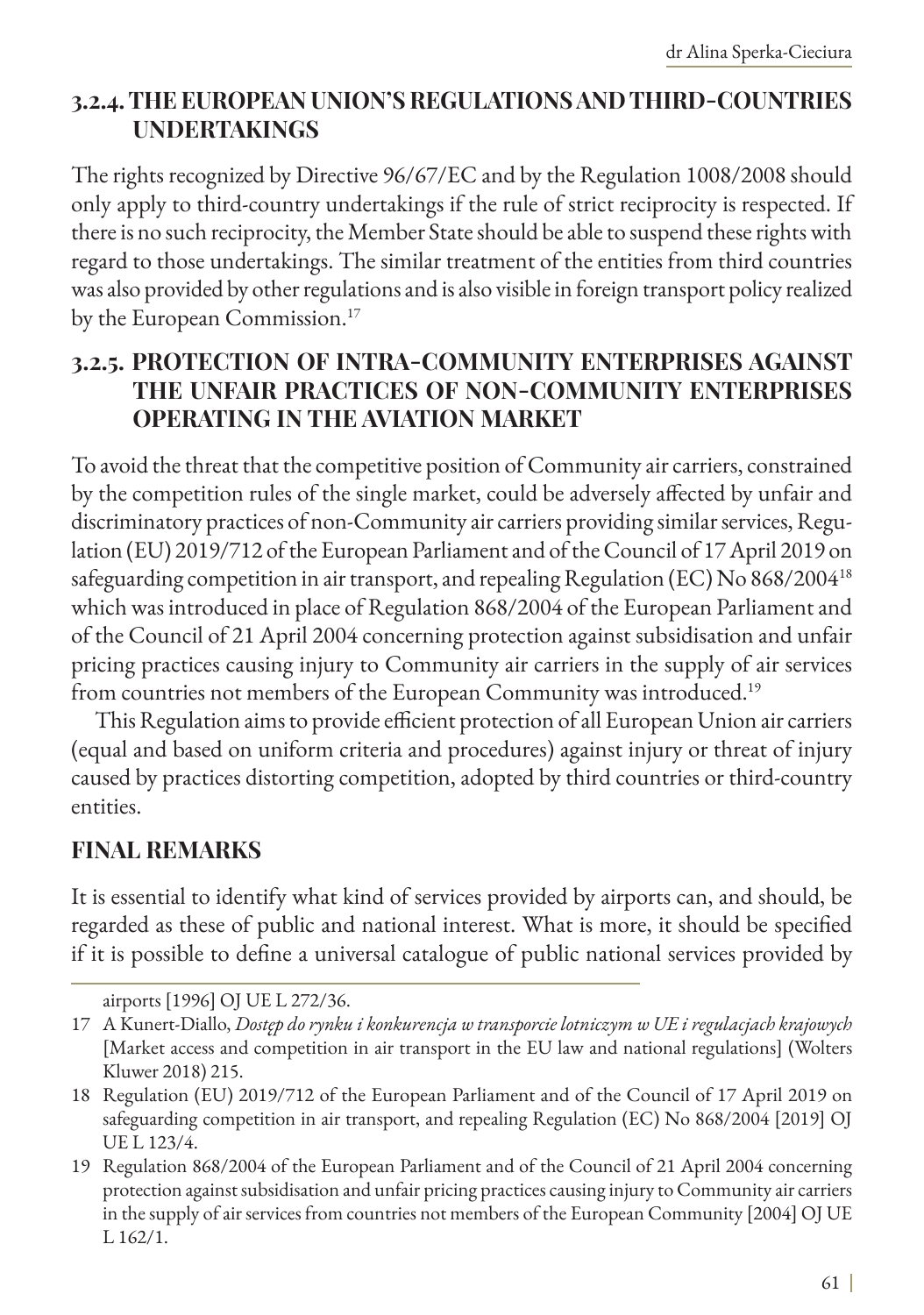### 3.2.4. THE EUROPEAN UNION'S REGULATIONS AND THIRD-COUNTRIES UNDERTAKINGS

The rights recognized by Directive 96/67/EC and by the Regulation 1008/2008 should only apply to third-country undertakings if the rule of strict reciprocity is respected. If there is no such reciprocity, the Member State should be able to suspend these rights with regard to those undertakings. The similar treatment of the entities from third countries was also provided by other regulations and is also visible in foreign transport policy realized by the European Commission.[17]

### 3.2.5. PROTECTION OF INTRA-COMMUNITY ENTERPRISES AGAINST THE UNFAIR PRACTICES OF NON-COMMUNITY ENTERPRISES OPERATING IN THE AVIATION MARKET

To avoid the threat that the competitive position of Community air carriers, constrained by the competition rules of the single market, could be adversely affected by unfair and discriminatory practices of non-Community air carriers providing similar services, Regulation (EU) 2019/712 of the European Parliament and of the Council of 17 April 2019 on safeguarding competition in air transport, and repealing Regulation (EC) No 868/2004[18] which was introduced in place of Regulation 868/2004 of the European Parliament and of the Council of 21 April 2004 concerning protection against subsidisation and unfair pricing practices causing injury to Community air carriers in the supply of air services from countries not members of the European Community was introduced.[19]

This Regulation aims to provide efficient protection of all European Union air carriers (equal and based on uniform criteria and procedures) against injury or threat of injury caused by practices distorting competition, adopted by third countries or third-country entities.

## FINAL REMARKS

It is essential to identify what kind of services provided by airports can, and should, be regarded as these of public and national interest. What is more, it should be specified if it is possible to define a universal catalogue of public national services provided by

---

airports [1996] OJ UE L 272/36.

17 A Kunert-Diallo, *Dostęp do rynku i konkurencja w transporcie lotniczym w UE i regulacjach krajowych* [Market access and competition in air transport in the EU law and national regulations] (Wolters Kluwer 2018) 215.

18 Regulation (EU) 2019/712 of the European Parliament and of the Council of 17 April 2019 on safeguarding competition in air transport, and repealing Regulation (EC) No 868/2004 [2019] OJ UE L 123/4.

19 Regulation 868/2004 of the European Parliament and of the Council of 21 April 2004 concerning protection against subsidisation and unfair pricing practices causing injury to Community air carriers in the supply of air services from countries not members of the European Community [2004] OJ UE L 162/1.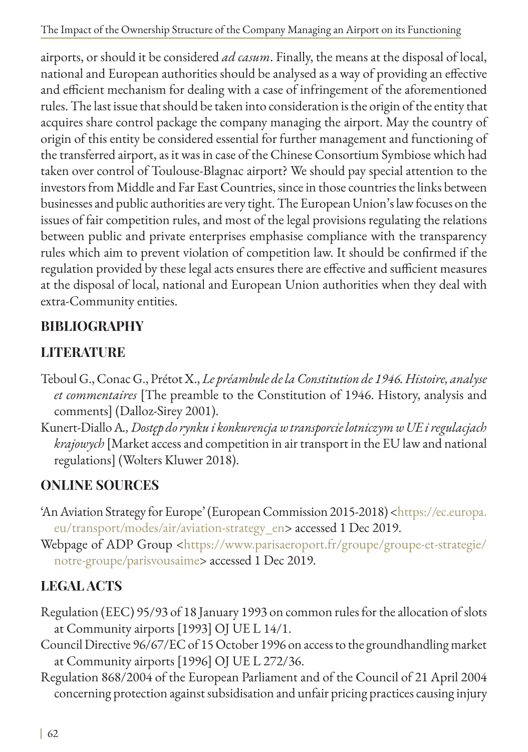airports, or should it be considered *ad casum*. Finally, the means at the disposal of local, national and European authorities should be analysed as a way of providing an effective and efficient mechanism for dealing with a case of infringement of the aforementioned rules. The last issue that should be taken into consideration is the origin of the entity that acquires share control package the company managing the airport. May the country of origin of this entity be considered essential for further management and functioning of the transferred airport, as it was in case of the Chinese Consortium Symbiose which had taken over control of Toulouse-Blagnac airport? We should pay special attention to the investors from Middle and Far East Countries, since in those countries the links between businesses and public authorities are very tight. The European Union's law focuses on the issues of fair competition rules, and most of the legal provisions regulating the relations between public and private enterprises emphasise compliance with the transparency rules which aim to prevent violation of competition law. It should be confirmed if the regulation provided by these legal acts ensures there are effective and sufficient measures at the disposal of local, national and European Union authorities when they deal with extra-Community entities.

## BIBLIOGRAPHY

### LITERATURE

Teboul G., Conac G., Prétot X., *Le préambule de la Constitution de 1946. Histoire, analyse et commentaires* [The preamble to the Constitution of 1946. History, analysis and comments] (Dalloz-Sirey 2001).

Kunert-Diallo A., *Dostęp do rynku i konkurencja w transporcie lotniczym w UE i regulacjach krajowych* [Market access and competition in air transport in the EU law and national regulations] (Wolters Kluwer 2018).

### ONLINE SOURCES

'An Aviation Strategy for Europe' (European Commission 2015-2018) <https://ec.europa.eu/transport/modes/air/aviation-strategy_en> accessed 1 Dec 2019.

Webpage of ADP Group <https://www.parisaeroport.fr/groupe/groupe-et-strategie/notre-groupe/parisvousaime> accessed 1 Dec 2019.

### LEGAL ACTS

Regulation (EEC) 95/93 of 18 January 1993 on common rules for the allocation of slots at Community airports [1993] OJ UE L 14/1.

Council Directive 96/67/EC of 15 October 1996 on access to the groundhandling market at Community airports [1996] OJ UE L 272/36.

Regulation 868/2004 of the European Parliament and of the Council of 21 April 2004 concerning protection against subsidisation and unfair pricing practices causing injury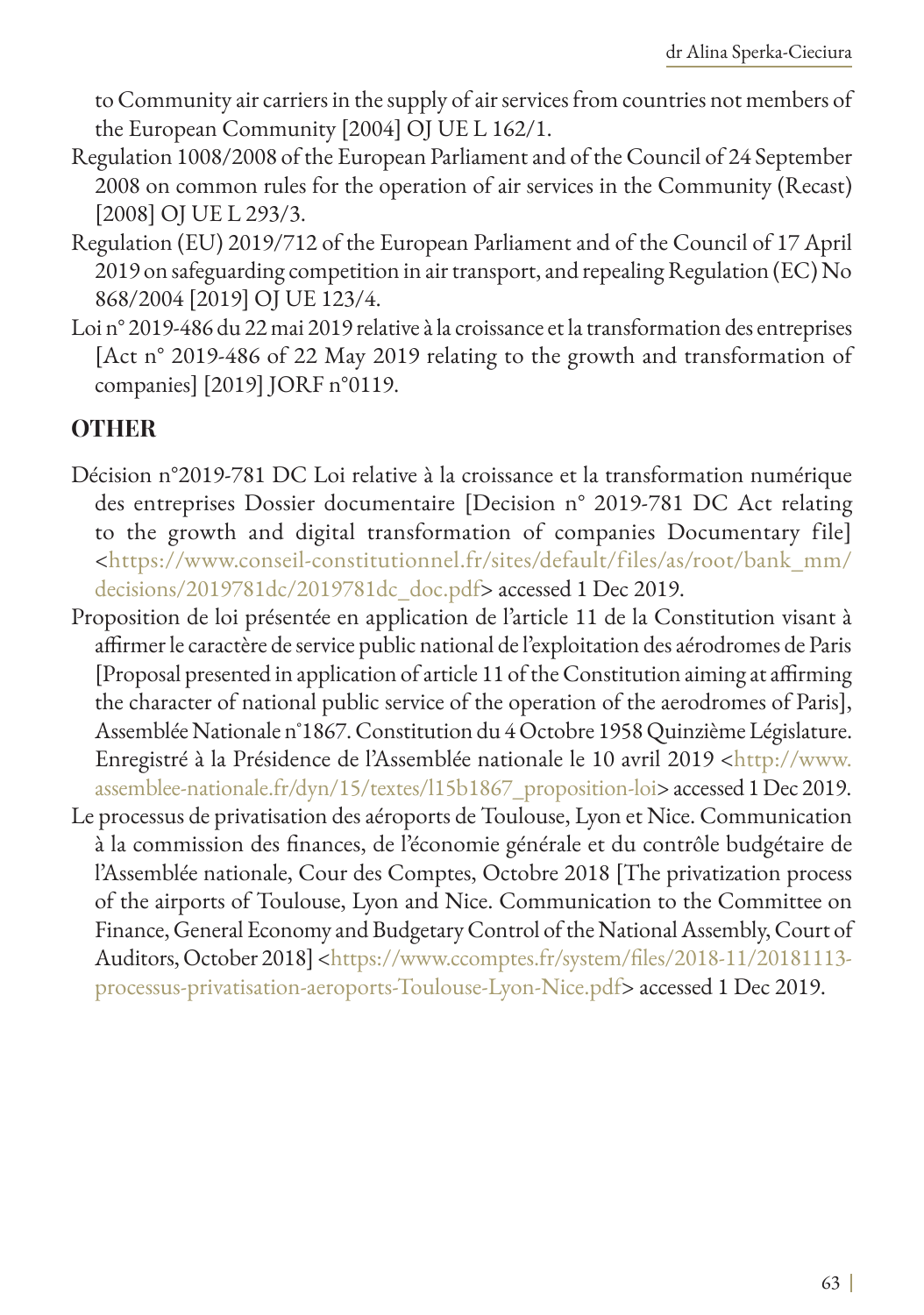to Community air carriers in the supply of air services from countries not members of the European Community [2004] OJ UE L 162/1.

Regulation 1008/2008 of the European Parliament and of the Council of 24 September 2008 on common rules for the operation of air services in the Community (Recast) [2008] OJ UE L 293/3.

Regulation (EU) 2019/712 of the European Parliament and of the Council of 17 April 2019 on safeguarding competition in air transport, and repealing Regulation (EC) No 868/2004 [2019] OJ UE 123/4.

Loi n° 2019-486 du 22 mai 2019 relative à la croissance et la transformation des entreprises [Act n° 2019-486 of 22 May 2019 relating to the growth and transformation of companies] [2019] JORF n°0119.

## OTHER

Décision n°2019-781 DC Loi relative à la croissance et la transformation numérique des entreprises Dossier documentaire [Decision n° 2019-781 DC Act relating to the growth and digital transformation of companies Documentary file] <https://www.conseil-constitutionnel.fr/sites/default/files/as/root/bank_mm/decisions/2019781dc/2019781dc_doc.pdf> accessed 1 Dec 2019.

Proposition de loi présentée en application de l'article 11 de la Constitution visant à affirmer le caractère de service public national de l'exploitation des aérodromes de Paris [Proposal presented in application of article 11 of the Constitution aiming at affirming the character of national public service of the operation of the aerodromes of Paris], Assemblée Nationale n°1867. Constitution du 4 Octobre 1958 Quinzième Législature. Enregistré à la Présidence de l'Assemblée nationale le 10 avril 2019 <http://www.assemblee-nationale.fr/dyn/15/textes/l15b1867_proposition-loi> accessed 1 Dec 2019.

Le processus de privatisation des aéroports de Toulouse, Lyon et Nice. Communication à la commission des finances, de l'économie générale et du contrôle budgétaire de l'Assemblée nationale, Cour des Comptes, Octobre 2018 [The privatization process of the airports of Toulouse, Lyon and Nice. Communication to the Committee on Finance, General Economy and Budgetary Control of the National Assembly, Court of Auditors, October 2018] <https://www.ccomptes.fr/system/files/2018-11/20181113-processus-privatisation-aeroports-Toulouse-Lyon-Nice.pdf> accessed 1 Dec 2019.